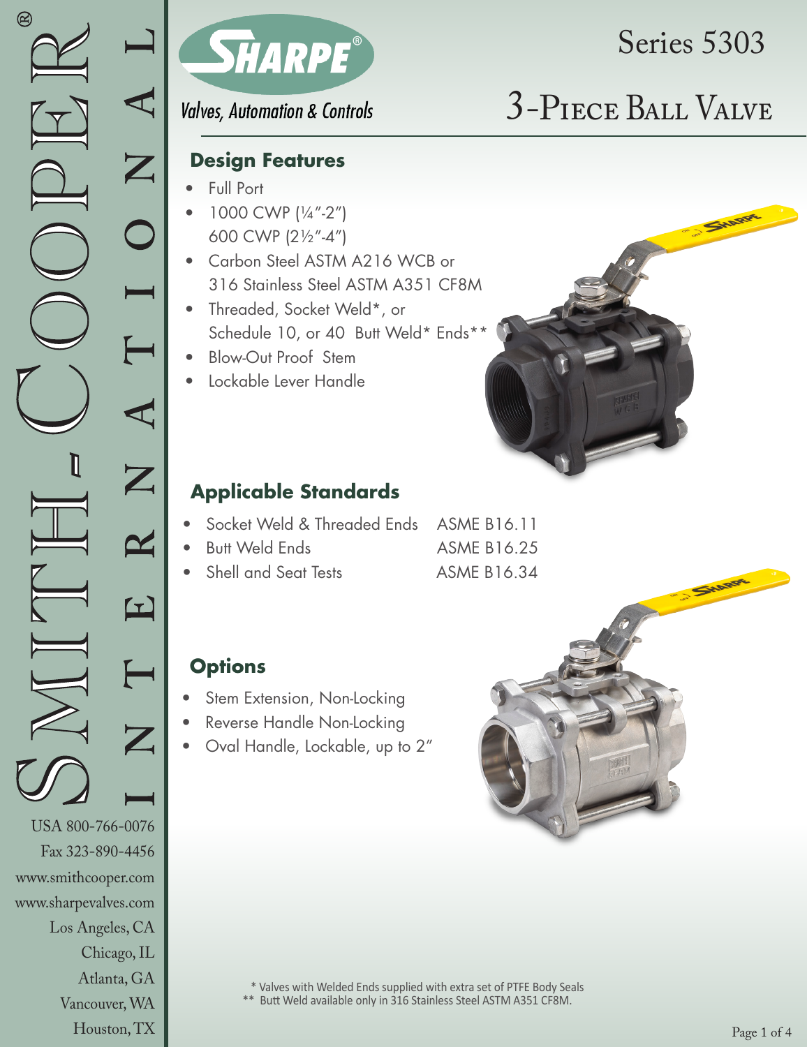SMITH-COOPER® INTERNATIONAL

USA 800-766-0076
Fax 323-890-4456
www.smithcooper.com
www.sharpevalves.com
Los Angeles, CA
Chicago, IL
Atlanta, GA
Vancouver, WA
Houston, TX

SHARPE®

*Valves, Automation & Controls*

# Series 5303

# 3-Piece Ball Valve

## Design Features

- Full Port
- 1000 CWP (¼"-2")
  600 CWP (2½"-4")
- Carbon Steel ASTM A216 WCB or
  316 Stainless Steel ASTM A351 CF8M
- Threaded, Socket Weld*, or
  Schedule 10, or 40 Butt Weld* Ends**
- Blow-Out Proof Stem
- Lockable Lever Handle

## Applicable Standards

| | |
|---|---|
| Socket Weld & Threaded Ends | ASME B16.11 |
| Butt Weld Ends | ASME B16.25 |
| Shell and Seat Tests | ASME B16.34 |

## Options

- Stem Extension, Non-Locking
- Reverse Handle Non-Locking
- Oval Handle, Lockable, up to 2"

\* Valves with Welded Ends supplied with extra set of PTFE Body Seals
** Butt Weld available only in 316 Stainless Steel ASTM A351 CF8M.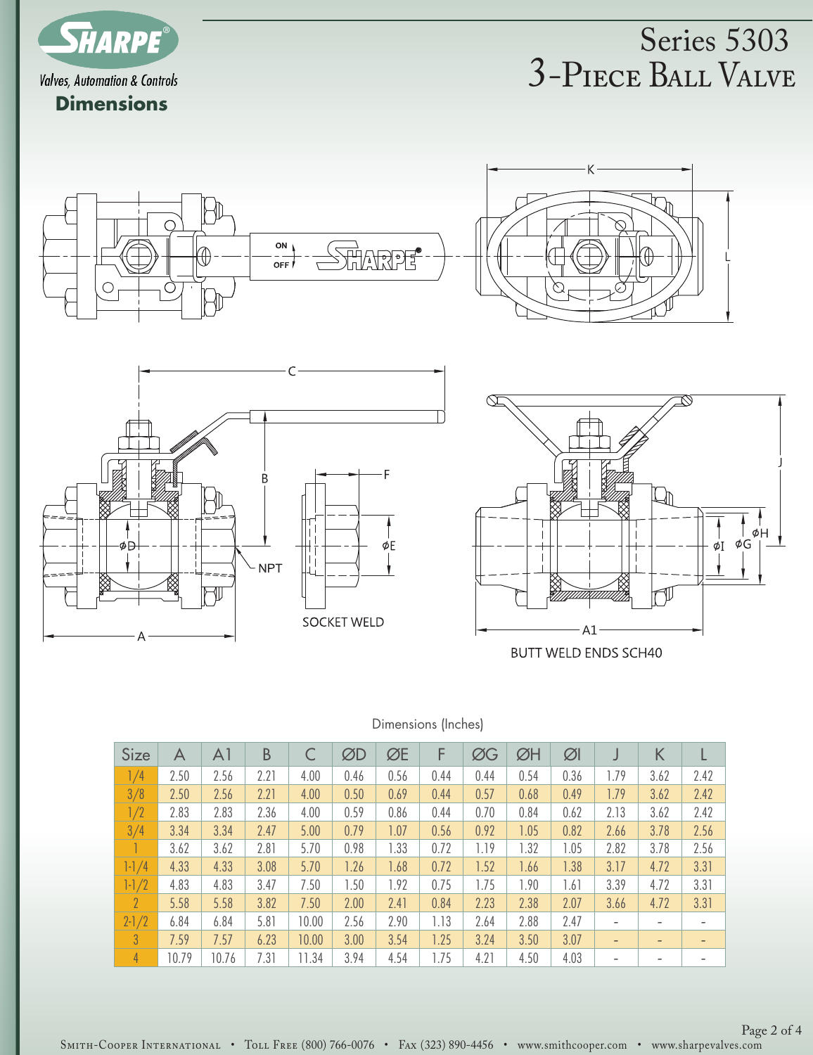SHARPE®

Valves, Automation & Controls

**Dimensions**

# Series 5303
# 3-Piece Ball Valve

SOCKET WELD

BUTT WELD ENDS SCH40

Dimensions (Inches)

| Size | A | A1 | B | C | ØD | ØE | F | ØG | ØH | ØI | J | K | L |
|---|---|---|---|---|---|---|---|---|---|---|---|---|---|
| 1/4 | 2.50 | 2.56 | 2.21 | 4.00 | 0.46 | 0.56 | 0.44 | 0.44 | 0.54 | 0.36 | 1.79 | 3.62 | 2.42 |
| 3/8 | 2.50 | 2.56 | 2.21 | 4.00 | 0.50 | 0.69 | 0.44 | 0.57 | 0.68 | 0.49 | 1.79 | 3.62 | 2.42 |
| 1/2 | 2.83 | 2.83 | 2.36 | 4.00 | 0.59 | 0.86 | 0.44 | 0.70 | 0.84 | 0.62 | 2.13 | 3.62 | 2.42 |
| 3/4 | 3.34 | 3.34 | 2.47 | 5.00 | 0.79 | 1.07 | 0.56 | 0.92 | 1.05 | 0.82 | 2.66 | 3.78 | 2.56 |
| 1 | 3.62 | 3.62 | 2.81 | 5.70 | 0.98 | 1.33 | 0.72 | 1.19 | 1.32 | 1.05 | 2.82 | 3.78 | 2.56 |
| 1-1/4 | 4.33 | 4.33 | 3.08 | 5.70 | 1.26 | 1.68 | 0.72 | 1.52 | 1.66 | 1.38 | 3.17 | 4.72 | 3.31 |
| 1-1/2 | 4.83 | 4.83 | 3.47 | 7.50 | 1.50 | 1.92 | 0.75 | 1.75 | 1.90 | 1.61 | 3.39 | 4.72 | 3.31 |
| 2 | 5.58 | 5.58 | 3.82 | 7.50 | 2.00 | 2.41 | 0.84 | 2.23 | 2.38 | 2.07 | 3.66 | 4.72 | 3.31 |
| 2-1/2 | 6.84 | 6.84 | 5.81 | 10.00 | 2.56 | 2.90 | 1.13 | 2.64 | 2.88 | 2.47 | - | - | - |
| 3 | 7.59 | 7.57 | 6.23 | 10.00 | 3.00 | 3.54 | 1.25 | 3.24 | 3.50 | 3.07 | - | - | - |
| 4 | 10.79 | 10.76 | 7.31 | 11.34 | 3.94 | 4.54 | 1.75 | 4.21 | 4.50 | 4.03 | - | - | - |

Smith-Cooper International • Toll Free (800) 766-0076 • Fax (323) 890-4456 • www.smithcooper.com • www.sharpevalves.com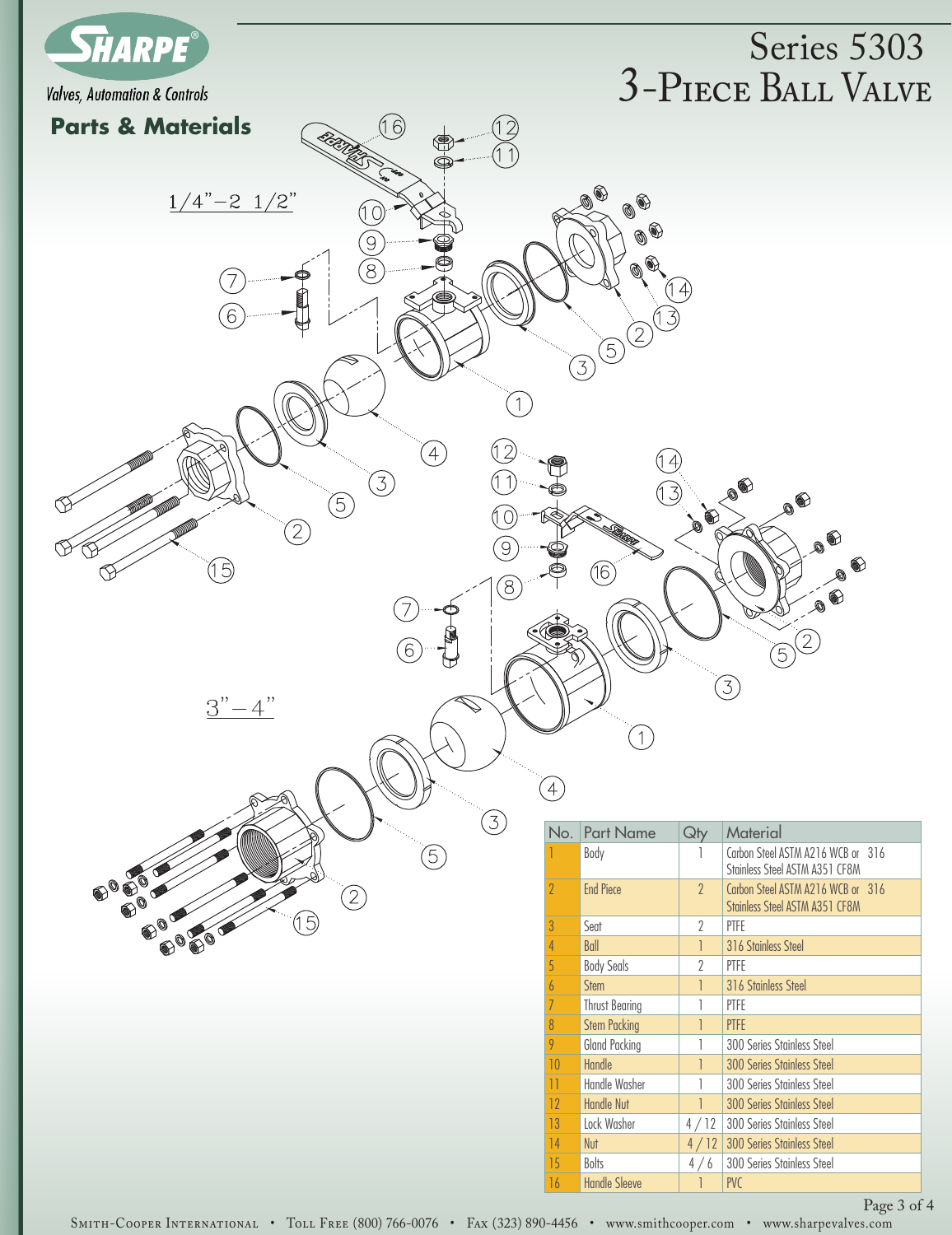Valves, Automation & Controls

# Series 5303 3-Piece Ball Valve

## Parts & Materials

1/4"–2 1/2"

3"–4"

| No. | Part Name | Qty | Material |
|---|---|---|---|
| 1 | Body | 1 | Carbon Steel ASTM A216 WCB or 316 Stainless Steel ASTM A351 CF8M |
| 2 | End Piece | 2 | Carbon Steel ASTM A216 WCB or 316 Stainless Steel ASTM A351 CF8M |
| 3 | Seat | 2 | PTFE |
| 4 | Ball | 1 | 316 Stainless Steel |
| 5 | Body Seals | 2 | PTFE |
| 6 | Stem | 1 | 316 Stainless Steel |
| 7 | Thrust Bearing | 1 | PTFE |
| 8 | Stem Packing | 1 | PTFE |
| 9 | Gland Packing | 1 | 300 Series Stainless Steel |
| 10 | Handle | 1 | 300 Series Stainless Steel |
| 11 | Handle Washer | 1 | 300 Series Stainless Steel |
| 12 | Handle Nut | 1 | 300 Series Stainless Steel |
| 13 | Lock Washer | 4 / 12 | 300 Series Stainless Steel |
| 14 | Nut | 4 / 12 | 300 Series Stainless Steel |
| 15 | Bolts | 4 / 6 | 300 Series Stainless Steel |
| 16 | Handle Sleeve | 1 | PVC |

Smith-Cooper International • Toll Free (800) 766-0076 • Fax (323) 890-4456 • www.smithcooper.com • www.sharpevalves.com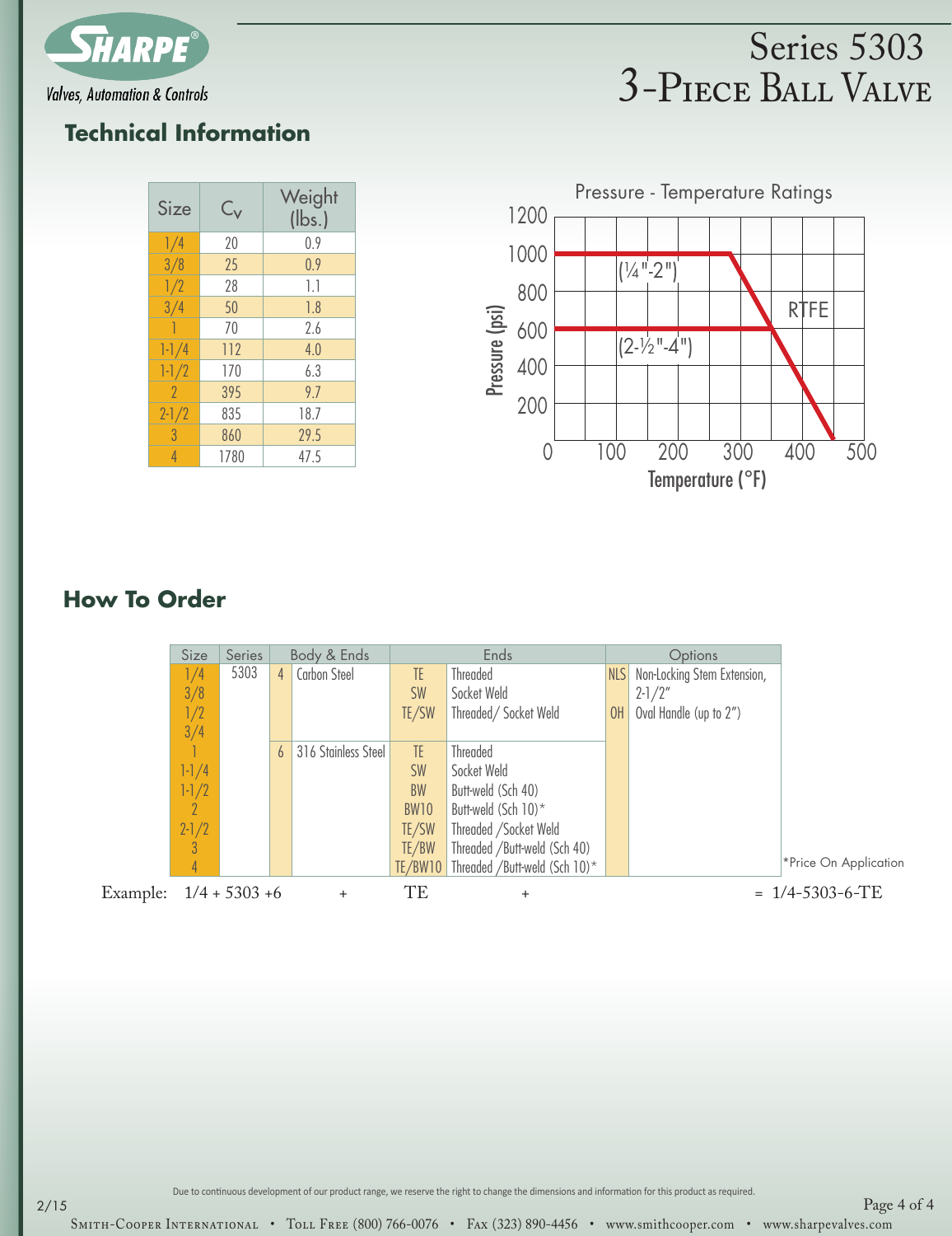# Series 5303
# 3-Piece Ball Valve

## Technical Information

| Size | $C_v$ | Weight (lbs.) |
|---|---|---|
| 1/4 | 20 | 0.9 |
| 3/8 | 25 | 0.9 |
| 1/2 | 28 | 1.1 |
| 3/4 | 50 | 1.8 |
| 1 | 70 | 2.6 |
| 1-1/4 | 112 | 4.0 |
| 1-1/2 | 170 | 6.3 |
| 2 | 395 | 9.7 |
| 2-1/2 | 835 | 18.7 |
| 3 | 860 | 29.5 |
| 4 | 1780 | 47.5 |

Pressure - Temperature Ratings

Pressure (psi)

1200
1000
800
600
400
200
0

Temperature (°F)

100 200 300 400 500

(¼"-2")

(2-½"-4")

RTFE

## How To Order

| Size | Series | Body & Ends | | Ends | | Options | |
|---|---|---|---|---|---|---|---|
| 1/4<br>3/8<br>1/2<br>3/4 | 5303 | 4 | Carbon Steel | TE<br>SW<br>TE/SW | Threaded<br>Socket Weld<br>Threaded/ Socket Weld | NLS<br><br>OH | Non-Locking Stem Extension, 2-1/2"<br><br>Oval Handle (up to 2") |
| 1<br>1-1/4<br>1-1/2<br>2<br>2-1/2<br>3<br>4 | | 6 | 316 Stainless Steel | TE<br>SW<br>BW<br>BW10<br>TE/SW<br>TE/BW<br>TE/BW10 | Threaded<br>Socket Weld<br>Butt-weld (Sch 40)<br>Butt-weld (Sch 10)*<br>Threaded /Socket Weld<br>Threaded /Butt-weld (Sch 40)<br>Threaded /Butt-weld (Sch 10)* | | |

*Price On Application

Example: 1/4 + 5303 +6 + TE + = 1/4-5303-6-TE

Due to continuous development of our product range, we reserve the right to change the dimensions and information for this product as required.

2/15

Smith-Cooper International • Toll Free (800) 766-0076 • Fax (323) 890-4456 • www.smithcooper.com • www.sharpevalves.com